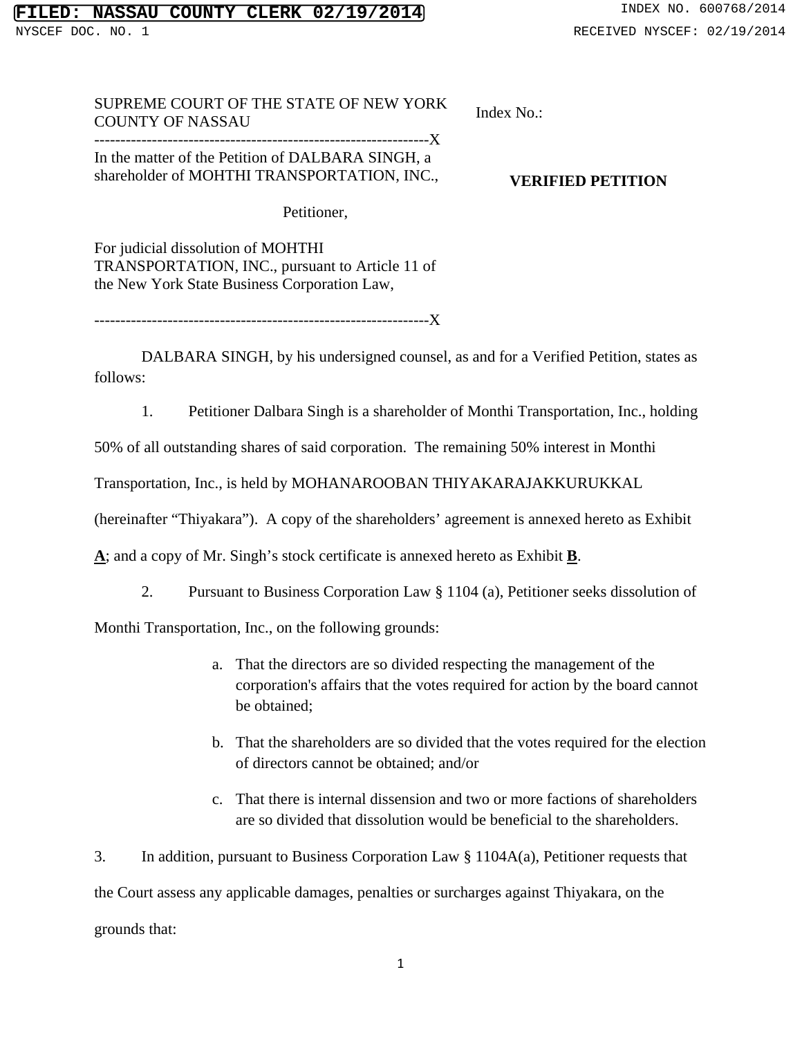FILED: NASSAU COUNTY CLERK 02/19/2014 INDEX NO. 600768/2014

NYSCEF DOC. NO. 1 RECEIVED NYSCEF: 02/19/2014

SUPREME COURT OF THE STATE OF NEW YORK
COUNTY OF NASSAU

Index No.:

----------------------------------------------------------------X

In the matter of the Petition of DALBARA SINGH, a shareholder of MOHTHI TRANSPORTATION, INC.,

Petitioner,

For judicial dissolution of MOHTHI TRANSPORTATION, INC., pursuant to Article 11 of the New York State Business Corporation Law,

----------------------------------------------------------------X

**VERIFIED PETITION**

DALBARA SINGH, by his undersigned counsel, as and for a Verified Petition, states as follows:

1. Petitioner Dalbara Singh is a shareholder of Monthi Transportation, Inc., holding 50% of all outstanding shares of said corporation. The remaining 50% interest in Monthi Transportation, Inc., is held by MOHANAROOBAN THIYAKARAJAKKURUKKAL (hereinafter "Thiyakara"). A copy of the shareholders' agreement is annexed hereto as Exhibit **A**; and a copy of Mr. Singh's stock certificate is annexed hereto as Exhibit **B**.

2. Pursuant to Business Corporation Law § 1104 (a), Petitioner seeks dissolution of Monthi Transportation, Inc., on the following grounds:

   a. That the directors are so divided respecting the management of the corporation's affairs that the votes required for action by the board cannot be obtained;

   b. That the shareholders are so divided that the votes required for the election of directors cannot be obtained; and/or

   c. That there is internal dissension and two or more factions of shareholders are so divided that dissolution would be beneficial to the shareholders.

3. In addition, pursuant to Business Corporation Law § 1104A(a), Petitioner requests that the Court assess any applicable damages, penalties or surcharges against Thiyakara, on the grounds that: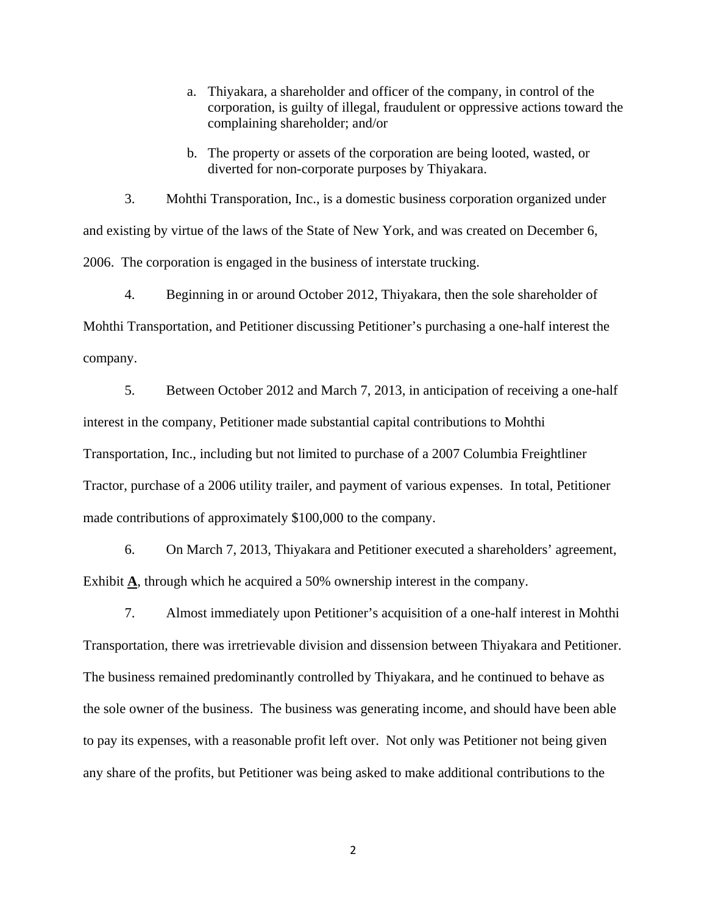a. Thiyakara, a shareholder and officer of the company, in control of the corporation, is guilty of illegal, fraudulent or oppressive actions toward the complaining shareholder; and/or

b. The property or assets of the corporation are being looted, wasted, or diverted for non-corporate purposes by Thiyakara.

3. Mohthi Transporation, Inc., is a domestic business corporation organized under and existing by virtue of the laws of the State of New York, and was created on December 6, 2006. The corporation is engaged in the business of interstate trucking.

4. Beginning in or around October 2012, Thiyakara, then the sole shareholder of Mohthi Transportation, and Petitioner discussing Petitioner's purchasing a one-half interest the company.

5. Between October 2012 and March 7, 2013, in anticipation of receiving a one-half interest in the company, Petitioner made substantial capital contributions to Mohthi Transportation, Inc., including but not limited to purchase of a 2007 Columbia Freightliner Tractor, purchase of a 2006 utility trailer, and payment of various expenses. In total, Petitioner made contributions of approximately $100,000 to the company.

6. On March 7, 2013, Thiyakara and Petitioner executed a shareholders' agreement, Exhibit **A**, through which he acquired a 50% ownership interest in the company.

7. Almost immediately upon Petitioner's acquisition of a one-half interest in Mohthi Transportation, there was irretrievable division and dissension between Thiyakara and Petitioner. The business remained predominantly controlled by Thiyakara, and he continued to behave as the sole owner of the business. The business was generating income, and should have been able to pay its expenses, with a reasonable profit left over. Not only was Petitioner not being given any share of the profits, but Petitioner was being asked to make additional contributions to the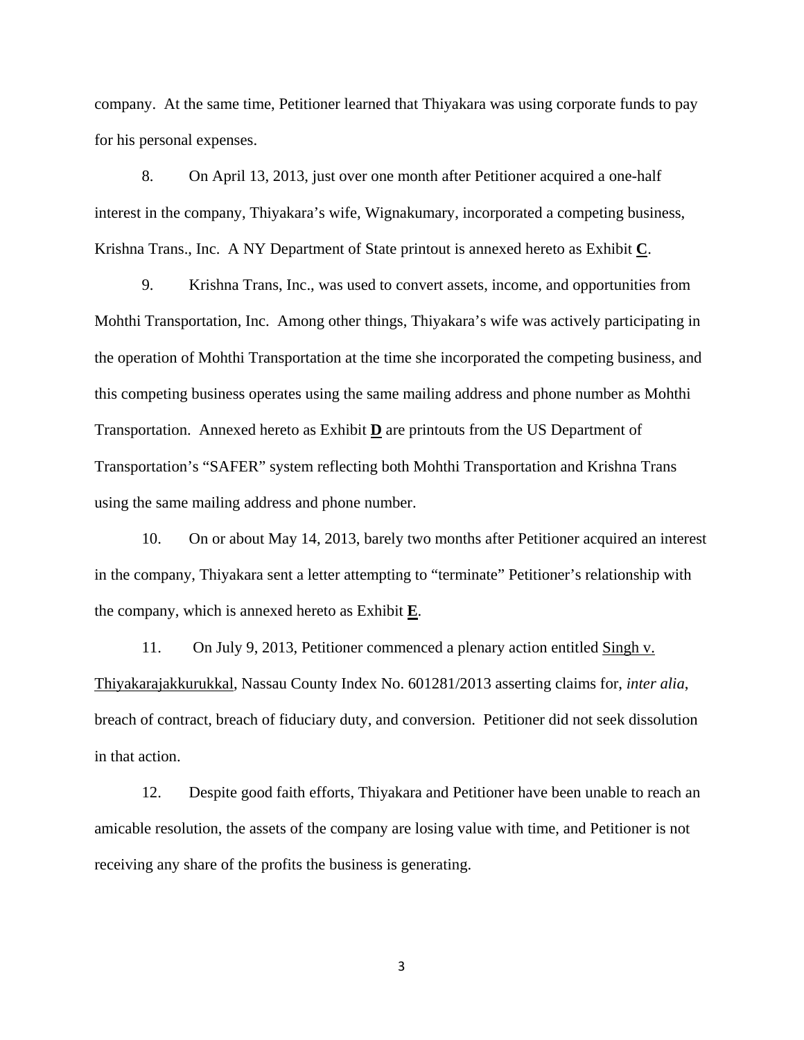company. At the same time, Petitioner learned that Thiyakara was using corporate funds to pay for his personal expenses.

8. On April 13, 2013, just over one month after Petitioner acquired a one-half interest in the company, Thiyakara's wife, Wignakumary, incorporated a competing business, Krishna Trans., Inc. A NY Department of State printout is annexed hereto as Exhibit **C**.

9. Krishna Trans, Inc., was used to convert assets, income, and opportunities from Mohthi Transportation, Inc. Among other things, Thiyakara's wife was actively participating in the operation of Mohthi Transportation at the time she incorporated the competing business, and this competing business operates using the same mailing address and phone number as Mohthi Transportation. Annexed hereto as Exhibit **D** are printouts from the US Department of Transportation's "SAFER" system reflecting both Mohthi Transportation and Krishna Trans using the same mailing address and phone number.

10. On or about May 14, 2013, barely two months after Petitioner acquired an interest in the company, Thiyakara sent a letter attempting to "terminate" Petitioner's relationship with the company, which is annexed hereto as Exhibit **E**.

11. On July 9, 2013, Petitioner commenced a plenary action entitled Singh v. Thiyakarajakkurukkal, Nassau County Index No. 601281/2013 asserting claims for, *inter alia*, breach of contract, breach of fiduciary duty, and conversion. Petitioner did not seek dissolution in that action.

12. Despite good faith efforts, Thiyakara and Petitioner have been unable to reach an amicable resolution, the assets of the company are losing value with time, and Petitioner is not receiving any share of the profits the business is generating.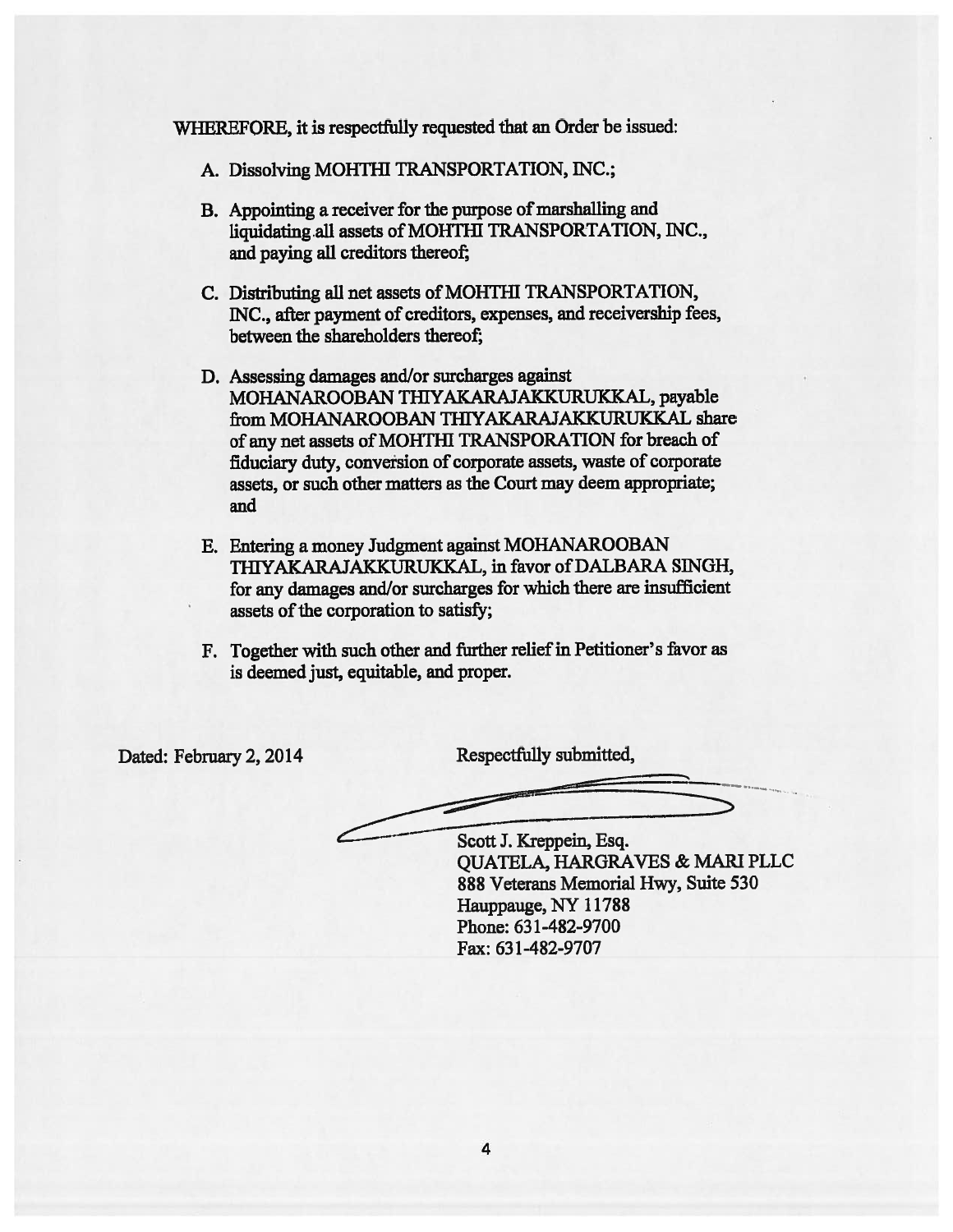WHEREFORE, it is respectfully requested that an Order be issued:

A. Dissolving MOHTHI TRANSPORTATION, INC.;

B. Appointing a receiver for the purpose of marshalling and liquidating all assets of MOHTHI TRANSPORTATION, INC., and paying all creditors thereof;

C. Distributing all net assets of MOHTHI TRANSPORTATION, INC., after payment of creditors, expenses, and receivership fees, between the shareholders thereof;

D. Assessing damages and/or surcharges against MOHANAROOBAN THIYAKARAJAKKURUKKAL, payable from MOHANAROOBAN THIYAKARAJAKKURUKKAL share of any net assets of MOHTHI TRANSPORATION for breach of fiduciary duty, conversion of corporate assets, waste of corporate assets, or such other matters as the Court may deem appropriate; and

E. Entering a money Judgment against MOHANAROOBAN THIYAKARAJAKKURUKKAL, in favor of DALBARA SINGH, for any damages and/or surcharges for which there are insufficient assets of the corporation to satisfy;

F. Together with such other and further relief in Petitioner's favor as is deemed just, equitable, and proper.

Dated: February 2, 2014

Respectfully submitted,

Scott J. Kreppein, Esq.
QUATELA, HARGRAVES & MARI PLLC
888 Veterans Memorial Hwy, Suite 530
Hauppauge, NY 11788
Phone: 631-482-9700
Fax: 631-482-9707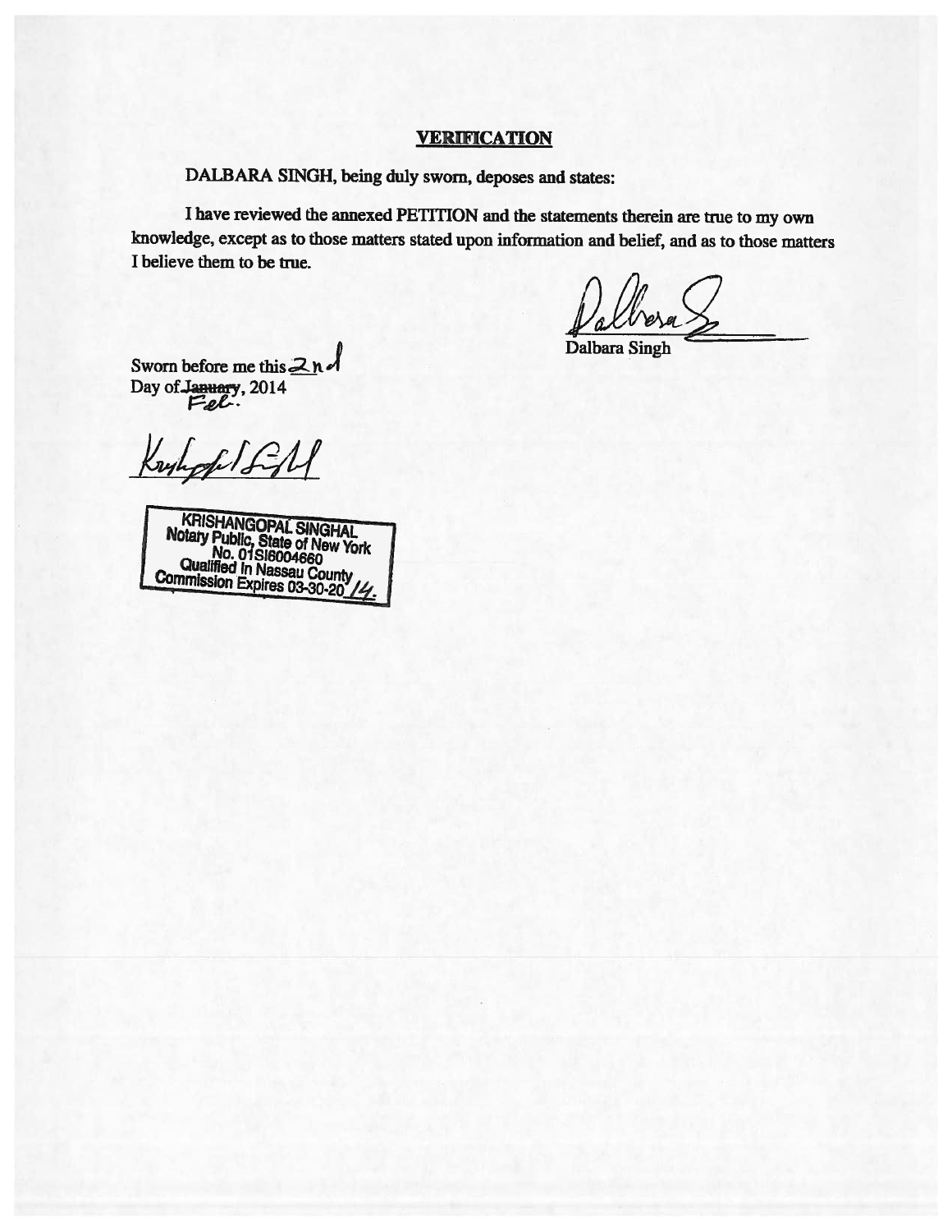## VERIFICATION

DALBARA SINGH, being duly sworn, deposes and states:

I have reviewed the annexed PETITION and the statements therein are true to my own knowledge, except as to those matters stated upon information and belief, and as to those matters I believe them to be true.

Dalbara Singh

Sworn before me this 2nd  
Day of ~~January~~ Feb., 2014

KRISHANGOPAL SINGHAL  
Notary Public, State of New York  
No. 01SI6004660  
Qualified in Nassau County  
Commission Expires 03-30-2014